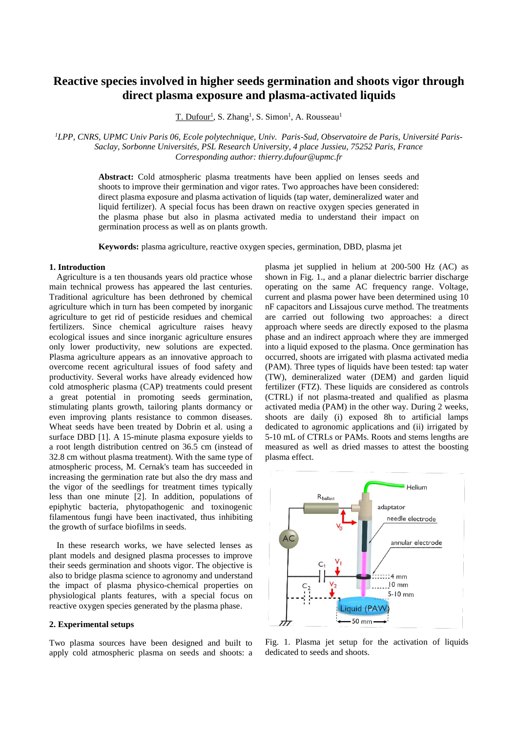# Reactive species involved in higher seeds germination and shoots vigor through direct plasma exposure and plasma-activated liquids

T. Dufour[1], S. Zhang[1], S. Simon[1], A. Rousseau[1]

*[1]LPP, CNRS, UPMC Univ Paris 06, Ecole polytechnique, Univ. Paris-Sud, Observatoire de Paris, Université Paris-Saclay, Sorbonne Universités, PSL Research University, 4 place Jussieu, 75252 Paris, France*
*Corresponding author: thierry.dufour@upmc.fr*

**Abstract:** Cold atmospheric plasma treatments have been applied on lenses seeds and shoots to improve their germination and vigor rates. Two approaches have been considered: direct plasma exposure and plasma activation of liquids (tap water, demineralized water and liquid fertilizer). A special focus has been drawn on reactive oxygen species generated in the plasma phase but also in plasma activated media to understand their impact on germination process as well as on plants growth.

**Keywords:** plasma agriculture, reactive oxygen species, germination, DBD, plasma jet

## 1. Introduction

Agriculture is a ten thousands years old practice whose main technical prowess has appeared the last centuries. Traditional agriculture has been dethroned by chemical agriculture which in turn has been competed by inorganic agriculture to get rid of pesticide residues and chemical fertilizers. Since chemical agriculture raises heavy ecological issues and since inorganic agriculture ensures only lower productivity, new solutions are expected. Plasma agriculture appears as an innovative approach to overcome recent agricultural issues of food safety and productivity. Several works have already evidenced how cold atmospheric plasma (CAP) treatments could present a great potential in promoting seeds germination, stimulating plants growth, tailoring plants dormancy or even improving plants resistance to common diseases. Wheat seeds have been treated by Dobrin et al. using a surface DBD [1]. A 15-minute plasma exposure yields to a root length distribution centred on 36.5 cm (instead of 32.8 cm without plasma treatment). With the same type of atmospheric plasma process, M. Cernak's team has succeeded in increasing the germination rate but also the dry mass and the vigor of the seedlings for treatment times typically less than one minute [2]. In addition, populations of epiphytic bacteria, phytopathogenic and toxinogenic filamentous fungi have been inactivated, thus inhibiting the growth of surface biofilms in seeds.

In these research works, we have selected lenses as plant models and designed plasma processes to improve their seeds germination and shoots vigor. The objective is also to bridge plasma science to agronomy and understand the impact of plasma physico-chemical properties on physiological plants features, with a special focus on reactive oxygen species generated by the plasma phase.

## 2. Experimental setups

Two plasma sources have been designed and built to apply cold atmospheric plasma on seeds and shoots: a plasma jet supplied in helium at 200-500 Hz (AC) as shown in Fig. 1., and a planar dielectric barrier discharge operating on the same AC frequency range. Voltage, current and plasma power have been determined using 10 nF capacitors and Lissajous curve method. The treatments are carried out following two approaches: a direct approach where seeds are directly exposed to the plasma phase and an indirect approach where they are immerged into a liquid exposed to the plasma. Once germination has occurred, shoots are irrigated with plasma activated media (PAM). Three types of liquids have been tested: tap water (TW), demineralized water (DEM) and garden liquid fertilizer (FTZ). These liquids are considered as controls (CTRL) if not plasma-treated and qualified as plasma activated media (PAM) in the other way. During 2 weeks, shoots are daily (i) exposed 8h to artificial lamps dedicated to agronomic applications and (ii) irrigated by 5-10 mL of CTRLs or PAMs. Roots and stems lengths are measured as well as dried masses to attest the boosting plasma effect.

Fig. 1. Plasma jet setup for the activation of liquids dedicated to seeds and shoots.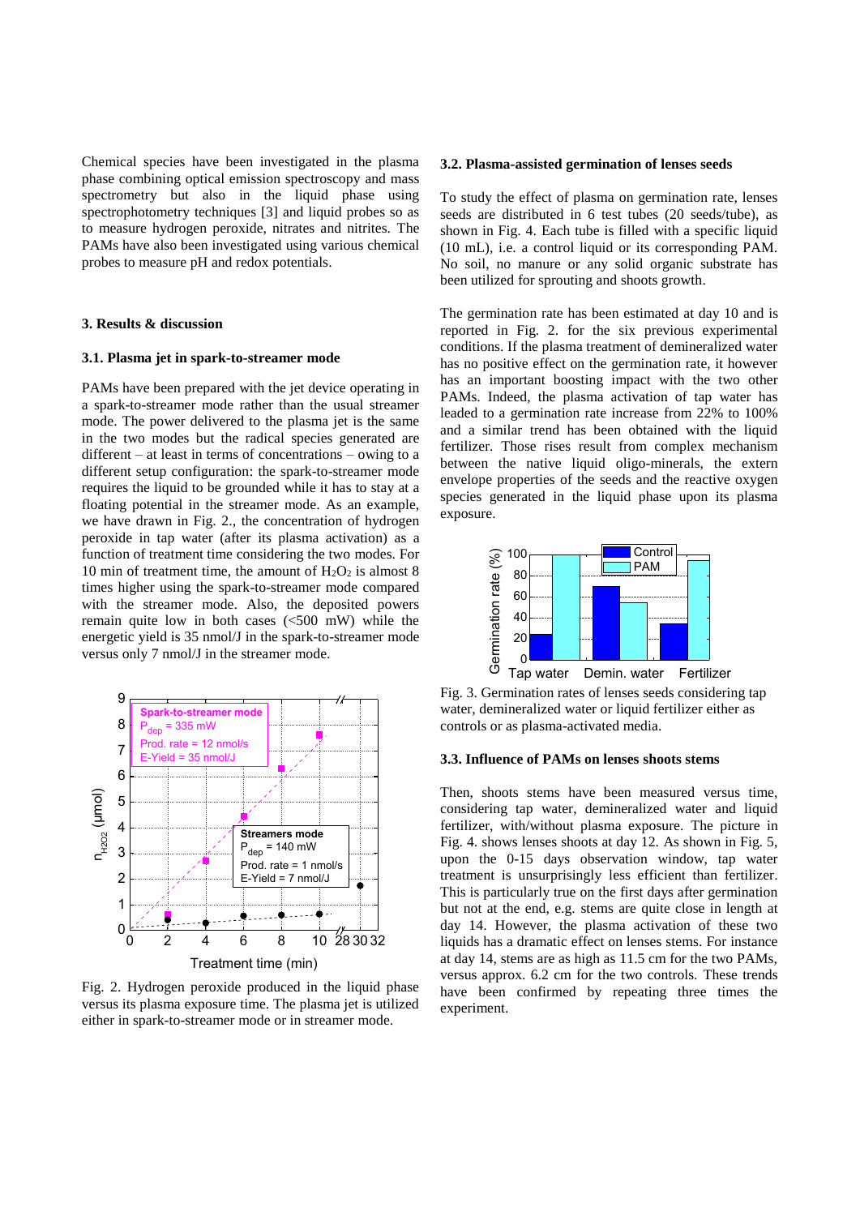Chemical species have been investigated in the plasma phase combining optical emission spectroscopy and mass spectrometry but also in the liquid phase using spectrophotometry techniques [3] and liquid probes so as to measure hydrogen peroxide, nitrates and nitrites. The PAMs have also been investigated using various chemical probes to measure pH and redox potentials.

## 3. Results & discussion

### 3.1. Plasma jet in spark-to-streamer mode

PAMs have been prepared with the jet device operating in a spark-to-streamer mode rather than the usual streamer mode. The power delivered to the plasma jet is the same in the two modes but the radical species generated are different – at least in terms of concentrations – owing to a different setup configuration: the spark-to-streamer mode requires the liquid to be grounded while it has to stay at a floating potential in the streamer mode. As an example, we have drawn in Fig. 2., the concentration of hydrogen peroxide in tap water (after its plasma activation) as a function of treatment time considering the two modes. For 10 min of treatment time, the amount of $H_2O_2$ is almost 8 times higher using the spark-to-streamer mode compared with the streamer mode. Also, the deposited powers remain quite low in both cases (<500 mW) while the energetic yield is 35 nmol/J in the spark-to-streamer mode versus only 7 nmol/J in the streamer mode.

Fig. 2. Hydrogen peroxide produced in the liquid phase versus its plasma exposure time. The plasma jet is utilized either in spark-to-streamer mode or in streamer mode.

### 3.2. Plasma-assisted germination of lenses seeds

To study the effect of plasma on germination rate, lenses seeds are distributed in 6 test tubes (20 seeds/tube), as shown in Fig. 4. Each tube is filled with a specific liquid (10 mL), i.e. a control liquid or its corresponding PAM. No soil, no manure or any solid organic substrate has been utilized for sprouting and shoots growth.

The germination rate has been estimated at day 10 and is reported in Fig. 2. for the six previous experimental conditions. If the plasma treatment of demineralized water has no positive effect on the germination rate, it however has an important boosting impact with the two other PAMs. Indeed, the plasma activation of tap water has leaded to a germination rate increase from 22% to 100% and a similar trend has been obtained with the liquid fertilizer. Those rises result from complex mechanism between the native liquid oligo-minerals, the extern envelope properties of the seeds and the reactive oxygen species generated in the liquid phase upon its plasma exposure.

Fig. 3. Germination rates of lenses seeds considering tap water, demineralized water or liquid fertilizer either as controls or as plasma-activated media.

### 3.3. Influence of PAMs on lenses shoots stems

Then, shoots stems have been measured versus time, considering tap water, demineralized water and liquid fertilizer, with/without plasma exposure. The picture in Fig. 4. shows lenses shoots at day 12. As shown in Fig. 5, upon the 0-15 days observation window, tap water treatment is unsurprisingly less efficient than fertilizer. This is particularly true on the first days after germination but not at the end, e.g. stems are quite close in length at day 14. However, the plasma activation of these two liquids has a dramatic effect on lenses stems. For instance at day 14, stems are as high as 11.5 cm for the two PAMs, versus approx. 6.2 cm for the two controls. These trends have been confirmed by repeating three times the experiment.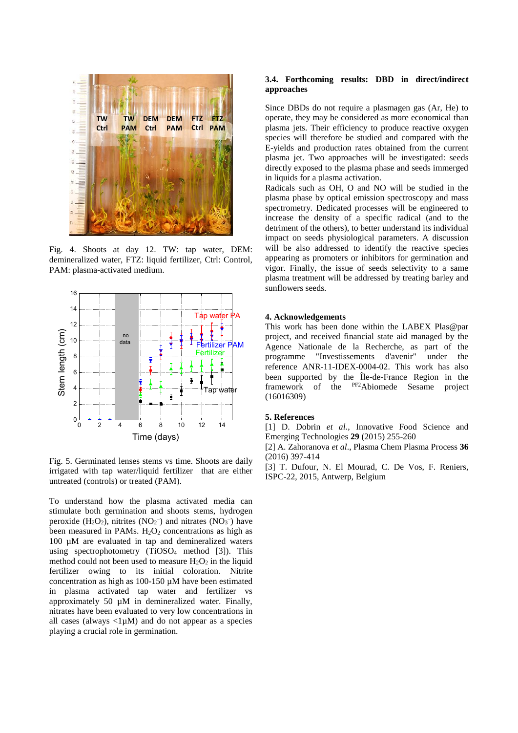TW Ctrl
TW PAM
DEM Ctrl
DEM PAM
FTZ Ctrl
FTZ PAM

Fig. 4. Shoots at day 12. TW: tap water, DEM: demineralized water, FTZ: liquid fertilizer, Ctrl: Control, PAM: plasma-activated medium.

16
14
12
10
8
6
4
2
0
Stem length (cm)
0
2
4
6
8
10
12
14
Time (days)
no data
Tap water PA
Fertilizer PAM
Fertilizer
Tap water

Fig. 5. Germinated lenses stems vs time. Shoots are daily irrigated with tap water/liquid fertilizer that are either untreated (controls) or treated (PAM).

To understand how the plasma activated media can stimulate both germination and shoots stems, hydrogen peroxide ($H_2O_2$), nitrites ($NO_2^-$) and nitrates ($NO_3^-$) have been measured in PAMs. $H_2O_2$ concentrations as high as 100 µM are evaluated in tap and demineralized waters using spectrophotometry ($TiOSO_4$ method [3]). This method could not been used to measure $H_2O_2$ in the liquid fertilizer owing to its initial coloration. Nitrite concentration as high as 100-150 µM have been estimated in plasma activated tap water and fertilizer vs approximately 50 µM in demineralized water. Finally, nitrates have been evaluated to very low concentrations in all cases (always <1µM) and do not appear as a species playing a crucial role in germination.

### 3.4. Forthcoming results: DBD in direct/indirect approaches

Since DBDs do not require a plasmagen gas (Ar, He) to operate, they may be considered as more economical than plasma jets. Their efficiency to produce reactive oxygen species will therefore be studied and compared with the E-yields and production rates obtained from the current plasma jet. Two approaches will be investigated: seeds directly exposed to the plasma phase and seeds immerged in liquids for a plasma activation.

Radicals such as OH, O and NO will be studied in the plasma phase by optical emission spectroscopy and mass spectrometry. Dedicated processes will be engineered to increase the density of a specific radical (and to the detriment of the others), to better understand its individual impact on seeds physiological parameters. A discussion will be also addressed to identify the reactive species appearing as promoters or inhibitors for germination and vigor. Finally, the issue of seeds selectivity to a same plasma treatment will be addressed by treating barley and sunflowers seeds.

## 4. Acknowledgements

This work has been done within the LABEX Plas@par project, and received financial state aid managed by the Agence Nationale de la Recherche, as part of the programme "Investissements d'avenir" under the reference ANR-11-IDEX-0004-02. This work has also been supported by the Île-de-France Region in the framework of the [PF2]Abiomede Sesame project (16016309)

## 5. References

[1] D. Dobrin *et al.*, Innovative Food Science and Emerging Technologies **29** (2015) 255-260

[2] A. Zahoranova *et al*., Plasma Chem Plasma Process **36** (2016) 397-414

[3] T. Dufour, N. El Mourad, C. De Vos, F. Reniers, ISPC-22, 2015, Antwerp, Belgium